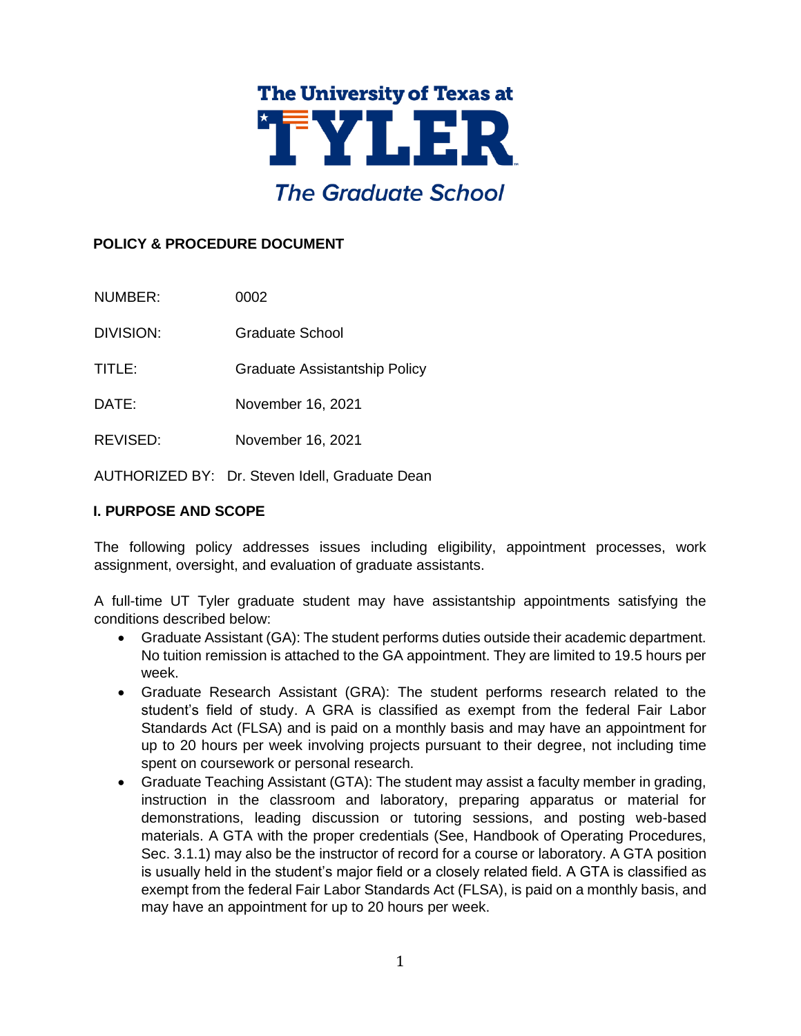The University of Texas at

**TYLER**

*The Graduate School*

**POLICY & PROCEDURE DOCUMENT**

NUMBER: 0002

DIVISION: Graduate School

TITLE: Graduate Assistantship Policy

DATE: November 16, 2021

REVISED: November 16, 2021

AUTHORIZED BY: Dr. Steven Idell, Graduate Dean

## I. PURPOSE AND SCOPE

The following policy addresses issues including eligibility, appointment processes, work assignment, oversight, and evaluation of graduate assistants.

A full-time UT Tyler graduate student may have assistantship appointments satisfying the conditions described below:

- Graduate Assistant (GA): The student performs duties outside their academic department. No tuition remission is attached to the GA appointment. They are limited to 19.5 hours per week.
- Graduate Research Assistant (GRA): The student performs research related to the student's field of study. A GRA is classified as exempt from the federal Fair Labor Standards Act (FLSA) and is paid on a monthly basis and may have an appointment for up to 20 hours per week involving projects pursuant to their degree, not including time spent on coursework or personal research.
- Graduate Teaching Assistant (GTA): The student may assist a faculty member in grading, instruction in the classroom and laboratory, preparing apparatus or material for demonstrations, leading discussion or tutoring sessions, and posting web-based materials. A GTA with the proper credentials (See, Handbook of Operating Procedures, Sec. 3.1.1) may also be the instructor of record for a course or laboratory. A GTA position is usually held in the student's major field or a closely related field. A GTA is classified as exempt from the federal Fair Labor Standards Act (FLSA), is paid on a monthly basis, and may have an appointment for up to 20 hours per week.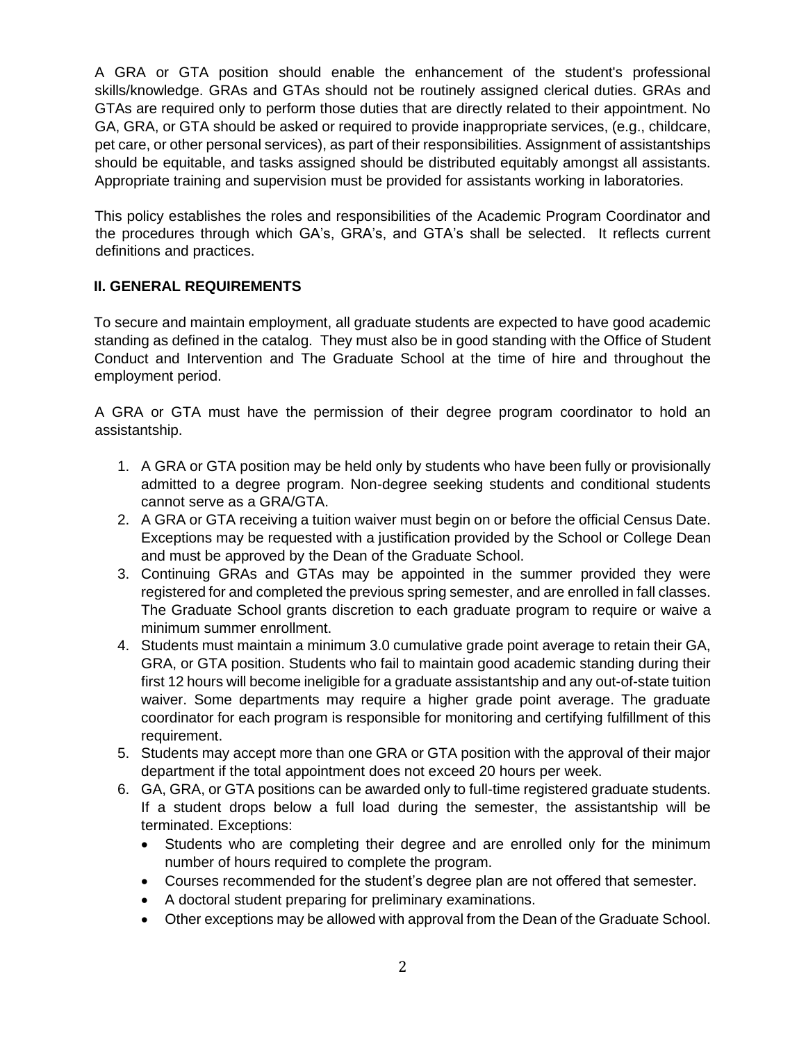A GRA or GTA position should enable the enhancement of the student's professional skills/knowledge. GRAs and GTAs should not be routinely assigned clerical duties. GRAs and GTAs are required only to perform those duties that are directly related to their appointment. No GA, GRA, or GTA should be asked or required to provide inappropriate services, (e.g., childcare, pet care, or other personal services), as part of their responsibilities. Assignment of assistantships should be equitable, and tasks assigned should be distributed equitably amongst all assistants. Appropriate training and supervision must be provided for assistants working in laboratories.

This policy establishes the roles and responsibilities of the Academic Program Coordinator and the procedures through which GA's, GRA's, and GTA's shall be selected. It reflects current definitions and practices.

## II. GENERAL REQUIREMENTS

To secure and maintain employment, all graduate students are expected to have good academic standing as defined in the catalog. They must also be in good standing with the Office of Student Conduct and Intervention and The Graduate School at the time of hire and throughout the employment period.

A GRA or GTA must have the permission of their degree program coordinator to hold an assistantship.

1. A GRA or GTA position may be held only by students who have been fully or provisionally admitted to a degree program. Non-degree seeking students and conditional students cannot serve as a GRA/GTA.
2. A GRA or GTA receiving a tuition waiver must begin on or before the official Census Date. Exceptions may be requested with a justification provided by the School or College Dean and must be approved by the Dean of the Graduate School.
3. Continuing GRAs and GTAs may be appointed in the summer provided they were registered for and completed the previous spring semester, and are enrolled in fall classes. The Graduate School grants discretion to each graduate program to require or waive a minimum summer enrollment.
4. Students must maintain a minimum 3.0 cumulative grade point average to retain their GA, GRA, or GTA position. Students who fail to maintain good academic standing during their first 12 hours will become ineligible for a graduate assistantship and any out-of-state tuition waiver. Some departments may require a higher grade point average. The graduate coordinator for each program is responsible for monitoring and certifying fulfillment of this requirement.
5. Students may accept more than one GRA or GTA position with the approval of their major department if the total appointment does not exceed 20 hours per week.
6. GA, GRA, or GTA positions can be awarded only to full-time registered graduate students. If a student drops below a full load during the semester, the assistantship will be terminated. Exceptions:
   - Students who are completing their degree and are enrolled only for the minimum number of hours required to complete the program.
   - Courses recommended for the student's degree plan are not offered that semester.
   - A doctoral student preparing for preliminary examinations.
   - Other exceptions may be allowed with approval from the Dean of the Graduate School.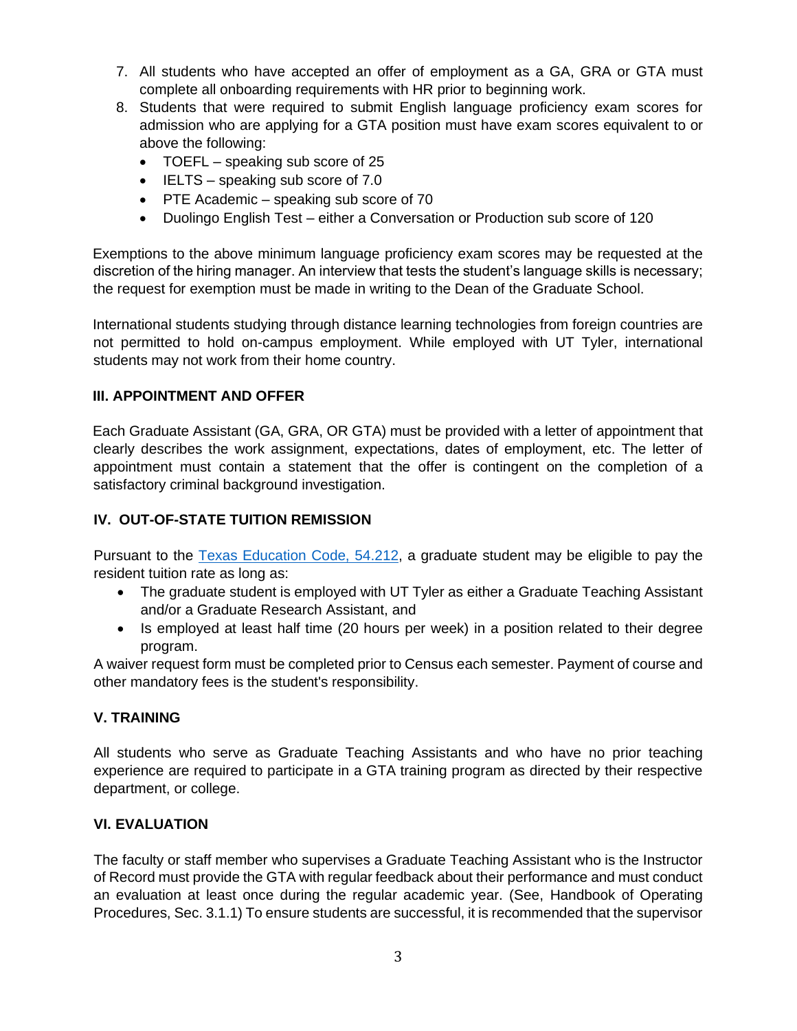7. All students who have accepted an offer of employment as a GA, GRA or GTA must complete all onboarding requirements with HR prior to beginning work.
8. Students that were required to submit English language proficiency exam scores for admission who are applying for a GTA position must have exam scores equivalent to or above the following:
   - TOEFL – speaking sub score of 25
   - IELTS – speaking sub score of 7.0
   - PTE Academic – speaking sub score of 70
   - Duolingo English Test – either a Conversation or Production sub score of 120

Exemptions to the above minimum language proficiency exam scores may be requested at the discretion of the hiring manager. An interview that tests the student's language skills is necessary; the request for exemption must be made in writing to the Dean of the Graduate School.

International students studying through distance learning technologies from foreign countries are not permitted to hold on-campus employment. While employed with UT Tyler, international students may not work from their home country.

## III. APPOINTMENT AND OFFER

Each Graduate Assistant (GA, GRA, OR GTA) must be provided with a letter of appointment that clearly describes the work assignment, expectations, dates of employment, etc. The letter of appointment must contain a statement that the offer is contingent on the completion of a satisfactory criminal background investigation.

## IV. OUT-OF-STATE TUITION REMISSION

Pursuant to the [Texas Education Code, 54.212](), a graduate student may be eligible to pay the resident tuition rate as long as:

- The graduate student is employed with UT Tyler as either a Graduate Teaching Assistant and/or a Graduate Research Assistant, and
- Is employed at least half time (20 hours per week) in a position related to their degree program.

A waiver request form must be completed prior to Census each semester. Payment of course and other mandatory fees is the student's responsibility.

## V. TRAINING

All students who serve as Graduate Teaching Assistants and who have no prior teaching experience are required to participate in a GTA training program as directed by their respective department, or college.

## VI. EVALUATION

The faculty or staff member who supervises a Graduate Teaching Assistant who is the Instructor of Record must provide the GTA with regular feedback about their performance and must conduct an evaluation at least once during the regular academic year. (See, Handbook of Operating Procedures, Sec. 3.1.1) To ensure students are successful, it is recommended that the supervisor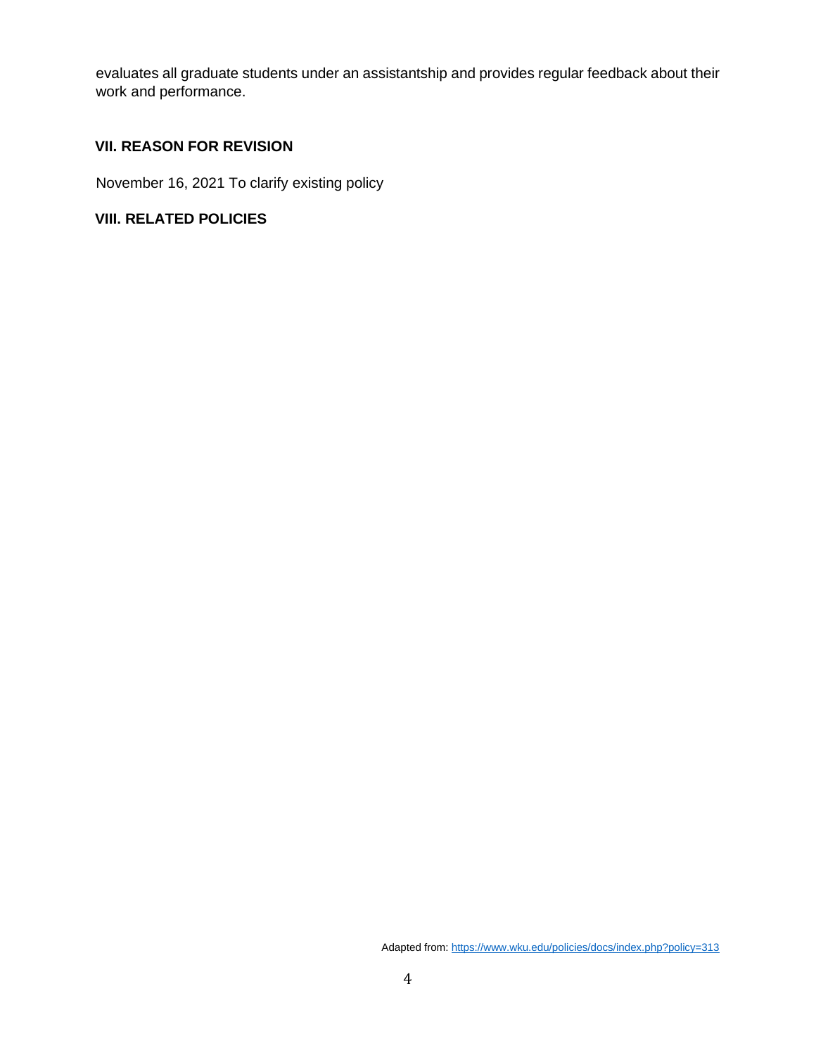evaluates all graduate students under an assistantship and provides regular feedback about their work and performance.

## VII. REASON FOR REVISION

November 16, 2021 To clarify existing policy

## VIII. RELATED POLICIES

Adapted from: https://www.wku.edu/policies/docs/index.php?policy=313